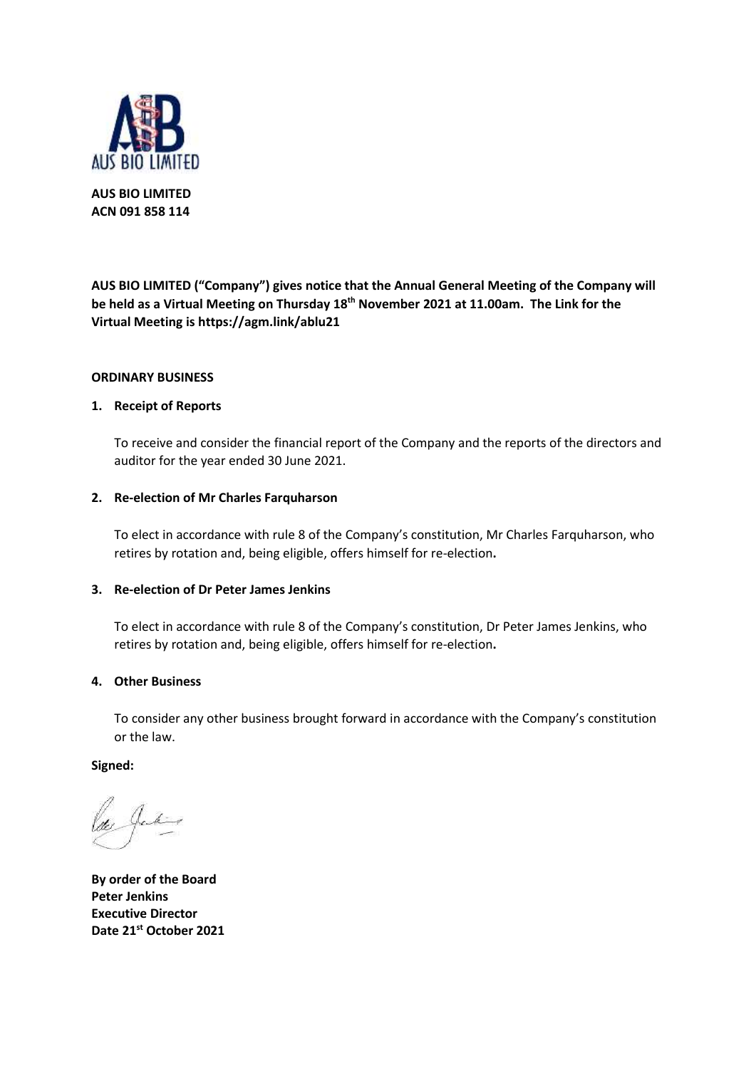**AUS BIO LIMITED**
**ACN 091 858 114**

**AUS BIO LIMITED ("Company") gives notice that the Annual General Meeting of the Company will be held as a Virtual Meeting on Thursday 18th November 2021 at 11.00am. The Link for the Virtual Meeting is https://agm.link/ablu21**

**ORDINARY BUSINESS**

1. **Receipt of Reports**

   To receive and consider the financial report of the Company and the reports of the directors and auditor for the year ended 30 June 2021.

2. **Re-election of Mr Charles Farquharson**

   To elect in accordance with rule 8 of the Company's constitution, Mr Charles Farquharson, who retires by rotation and, being eligible, offers himself for re-election**.**

3. **Re-election of Dr Peter James Jenkins**

   To elect in accordance with rule 8 of the Company's constitution, Dr Peter James Jenkins, who retires by rotation and, being eligible, offers himself for re-election**.**

4. **Other Business**

   To consider any other business brought forward in accordance with the Company's constitution or the law.

**Signed:**

**By order of the Board**
**Peter Jenkins**
**Executive Director**
**Date 21st October 2021**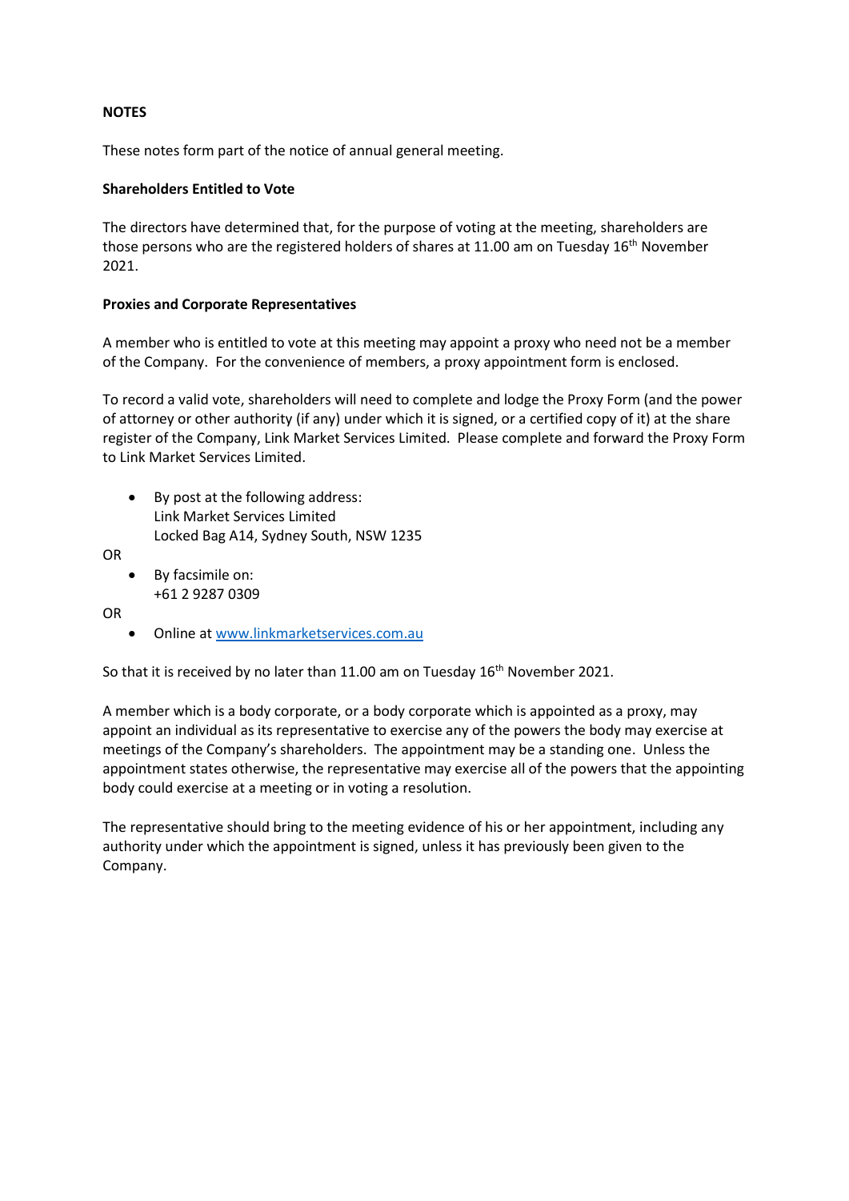**NOTES**

These notes form part of the notice of annual general meeting.

**Shareholders Entitled to Vote**

The directors have determined that, for the purpose of voting at the meeting, shareholders are those persons who are the registered holders of shares at 11.00 am on Tuesday 16th November 2021.

**Proxies and Corporate Representatives**

A member who is entitled to vote at this meeting may appoint a proxy who need not be a member of the Company. For the convenience of members, a proxy appointment form is enclosed.

To record a valid vote, shareholders will need to complete and lodge the Proxy Form (and the power of attorney or other authority (if any) under which it is signed, or a certified copy of it) at the share register of the Company, Link Market Services Limited. Please complete and forward the Proxy Form to Link Market Services Limited.

- By post at the following address:
  Link Market Services Limited
  Locked Bag A14, Sydney South, NSW 1235

OR

- By facsimile on:
  +61 2 9287 0309

OR

- Online at [www.linkmarketservices.com.au](www.linkmarketservices.com.au)

So that it is received by no later than 11.00 am on Tuesday 16th November 2021.

A member which is a body corporate, or a body corporate which is appointed as a proxy, may appoint an individual as its representative to exercise any of the powers the body may exercise at meetings of the Company's shareholders. The appointment may be a standing one. Unless the appointment states otherwise, the representative may exercise all of the powers that the appointing body could exercise at a meeting or in voting a resolution.

The representative should bring to the meeting evidence of his or her appointment, including any authority under which the appointment is signed, unless it has previously been given to the Company.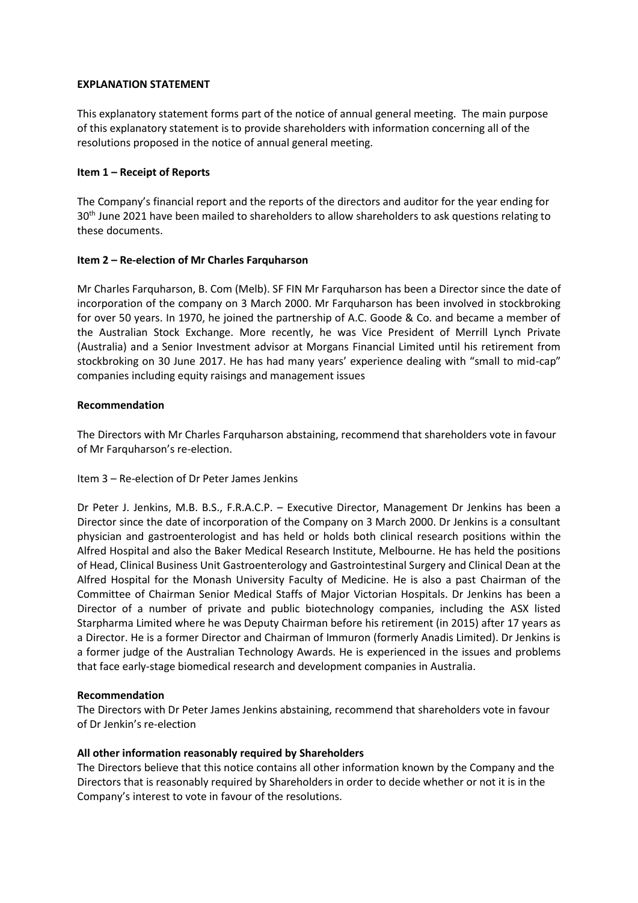**EXPLANATION STATEMENT**

This explanatory statement forms part of the notice of annual general meeting. The main purpose of this explanatory statement is to provide shareholders with information concerning all of the resolutions proposed in the notice of annual general meeting.

**Item 1 – Receipt of Reports**

The Company's financial report and the reports of the directors and auditor for the year ending for 30th June 2021 have been mailed to shareholders to allow shareholders to ask questions relating to these documents.

**Item 2 – Re-election of Mr Charles Farquharson**

Mr Charles Farquharson, B. Com (Melb). SF FIN Mr Farquharson has been a Director since the date of incorporation of the company on 3 March 2000. Mr Farquharson has been involved in stockbroking for over 50 years. In 1970, he joined the partnership of A.C. Goode & Co. and became a member of the Australian Stock Exchange. More recently, he was Vice President of Merrill Lynch Private (Australia) and a Senior Investment advisor at Morgans Financial Limited until his retirement from stockbroking on 30 June 2017. He has had many years' experience dealing with "small to mid-cap" companies including equity raisings and management issues

**Recommendation**

The Directors with Mr Charles Farquharson abstaining, recommend that shareholders vote in favour of Mr Farquharson's re-election.

Item 3 – Re-election of Dr Peter James Jenkins

Dr Peter J. Jenkins, M.B. B.S., F.R.A.C.P. – Executive Director, Management Dr Jenkins has been a Director since the date of incorporation of the Company on 3 March 2000. Dr Jenkins is a consultant physician and gastroenterologist and has held or holds both clinical research positions within the Alfred Hospital and also the Baker Medical Research Institute, Melbourne. He has held the positions of Head, Clinical Business Unit Gastroenterology and Gastrointestinal Surgery and Clinical Dean at the Alfred Hospital for the Monash University Faculty of Medicine. He is also a past Chairman of the Committee of Chairman Senior Medical Staffs of Major Victorian Hospitals. Dr Jenkins has been a Director of a number of private and public biotechnology companies, including the ASX listed Starpharma Limited where he was Deputy Chairman before his retirement (in 2015) after 17 years as a Director. He is a former Director and Chairman of Immuron (formerly Anadis Limited). Dr Jenkins is a former judge of the Australian Technology Awards. He is experienced in the issues and problems that face early-stage biomedical research and development companies in Australia.

**Recommendation**

The Directors with Dr Peter James Jenkins abstaining, recommend that shareholders vote in favour of Dr Jenkin's re-election

**All other information reasonably required by Shareholders**

The Directors believe that this notice contains all other information known by the Company and the Directors that is reasonably required by Shareholders in order to decide whether or not it is in the Company's interest to vote in favour of the resolutions.